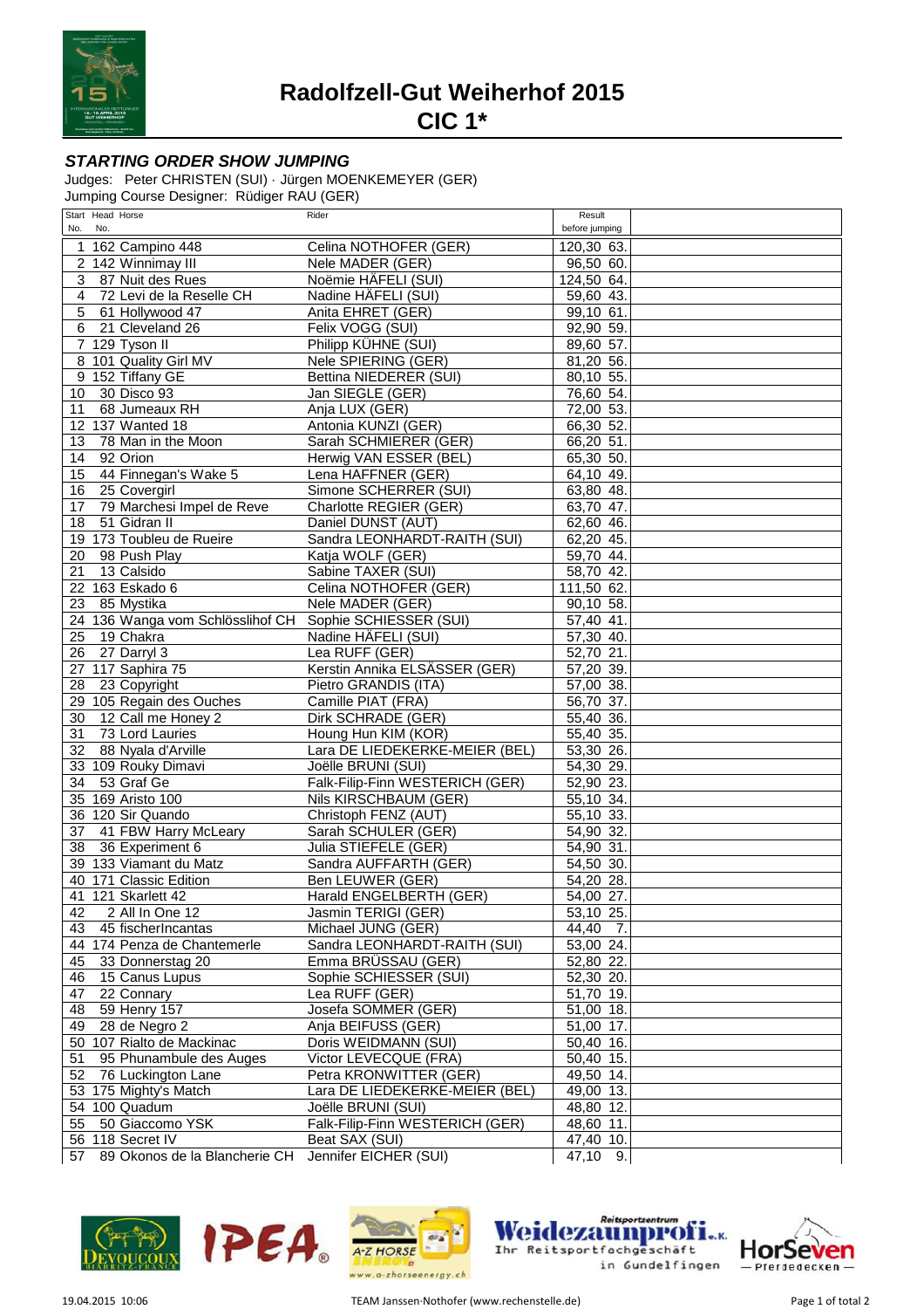# Radolfzell-Gut Weiherhof 2015

# CIC 1*

### *STARTING ORDER SHOW JUMPING*

Judges: Peter CHRISTEN (SUI) · Jürgen MOENKEMEYER (GER)
Jumping Course Designer: Rüdiger RAU (GER)

| Start No. | Head No. | Horse | Rider | Result before jumping | |
|---|---|---|---|---|---|
| 1 | 162 | Campino 448 | Celina NOTHOFER (GER) | 120,30 | 63. |
| 2 | 142 | Winnimay III | Nele MADER (GER) | 96,50 | 60. |
| 3 | 87 | Nuit des Rues | Noëmie HÄFELI (SUI) | 124,50 | 64. |
| 4 | 72 | Levi de la Reselle CH | Nadine HÄFELI (SUI) | 59,60 | 43. |
| 5 | 61 | Hollywood 47 | Anita EHRET (GER) | 99,10 | 61. |
| 6 | 21 | Cleveland 26 | Felix VOGG (SUI) | 92,90 | 59. |
| 7 | 129 | Tyson II | Philipp KÜHNE (SUI) | 89,60 | 57. |
| 8 | 101 | Quality Girl MV | Nele SPIERING (GER) | 81,20 | 56. |
| 9 | 152 | Tiffany GE | Bettina NIEDERER (SUI) | 80,10 | 55. |
| 10 | 30 | Disco 93 | Jan SIEGLE (GER) | 76,60 | 54. |
| 11 | 68 | Jumeaux RH | Anja LUX (GER) | 72,00 | 53. |
| 12 | 137 | Wanted 18 | Antonia KUNZI (GER) | 66,30 | 52. |
| 13 | 78 | Man in the Moon | Sarah SCHMIERER (GER) | 66,20 | 51. |
| 14 | 92 | Orion | Herwig VAN ESSER (BEL) | 65,30 | 50. |
| 15 | 44 | Finnegan's Wake 5 | Lena HAFFNER (GER) | 64,10 | 49. |
| 16 | 25 | Covergirl | Simone SCHERRER (SUI) | 63,80 | 48. |
| 17 | 79 | Marchesi Impel de Reve | Charlotte REGIER (GER) | 63,70 | 47. |
| 18 | 51 | Gidran II | Daniel DUNST (AUT) | 62,60 | 46. |
| 19 | 173 | Toubleu de Rueire | Sandra LEONHARDT-RAITH (SUI) | 62,20 | 45. |
| 20 | 98 | Push Play | Katja WOLF (GER) | 59,70 | 44. |
| 21 | 13 | Calsido | Sabine TAXER (SUI) | 58,70 | 42. |
| 22 | 163 | Eskado 6 | Celina NOTHOFER (GER) | 111,50 | 62. |
| 23 | 85 | Mystika | Nele MADER (GER) | 90,10 | 58. |
| 24 | 136 | Wanga vom Schlösslihof CH | Sophie SCHIESSER (SUI) | 57,40 | 41. |
| 25 | 19 | Chakra | Nadine HÄFELI (SUI) | 57,30 | 40. |
| 26 | 27 | Darryl 3 | Lea RUFF (GER) | 52,70 | 21. |
| 27 | 117 | Saphira 75 | Kerstin Annika ELSÄSSER (GER) | 57,20 | 39. |
| 28 | 23 | Copyright | Pietro GRANDIS (ITA) | 57,00 | 38. |
| 29 | 105 | Regain des Ouches | Camille PIAT (FRA) | 56,70 | 37. |
| 30 | 12 | Call me Honey 2 | Dirk SCHRADE (GER) | 55,40 | 36. |
| 31 | 73 | Lord Lauries | Houng Hun KIM (KOR) | 55,40 | 35. |
| 32 | 88 | Nyala d'Arville | Lara DE LIEDEKERKE-MEIER (BEL) | 53,30 | 26. |
| 33 | 109 | Rouky Dimavi | Joëlle BRUNI (SUI) | 54,30 | 29. |
| 34 | 53 | Graf Ge | Falk-Filip-Finn WESTERICH (GER) | 52,90 | 23. |
| 35 | 169 | Aristo 100 | Nils KIRSCHBAUM (GER) | 55,10 | 34. |
| 36 | 120 | Sir Quando | Christoph FENZ (AUT) | 55,10 | 33. |
| 37 | 41 | FBW Harry McLeary | Sarah SCHULER (GER) | 54,90 | 32. |
| 38 | 36 | Experiment 6 | Julia STIEFELE (GER) | 54,90 | 31. |
| 39 | 133 | Viamant du Matz | Sandra AUFFARTH (GER) | 54,50 | 30. |
| 40 | 171 | Classic Edition | Ben LEUWER (GER) | 54,20 | 28. |
| 41 | 121 | Skarlett 42 | Harald ENGELBERTH (GER) | 54,00 | 27. |
| 42 | 2 | All In One 12 | Jasmin TERIGI (GER) | 53,10 | 25. |
| 43 | 45 | fischerIncantas | Michael JUNG (GER) | 44,40 | 7. |
| 44 | 174 | Penza de Chantemerle | Sandra LEONHARDT-RAITH (SUI) | 53,00 | 24. |
| 45 | 33 | Donnerstag 20 | Emma BRÜSSAU (GER) | 52,80 | 22. |
| 46 | 15 | Canus Lupus | Sophie SCHIESSER (SUI) | 52,30 | 20. |
| 47 | 22 | Connary | Lea RUFF (GER) | 51,70 | 19. |
| 48 | 59 | Henry 157 | Josefa SOMMER (GER) | 51,00 | 18. |
| 49 | 28 | de Negro 2 | Anja BEIFUSS (GER) | 51,00 | 17. |
| 50 | 107 | Rialto de Mackinac | Doris WEIDMANN (SUI) | 50,40 | 16. |
| 51 | 95 | Phunambule des Auges | Victor LEVECQUE (FRA) | 50,40 | 15. |
| 52 | 76 | Luckington Lane | Petra KRONWITTER (GER) | 49,50 | 14. |
| 53 | 175 | Mighty's Match | Lara DE LIEDEKERKE-MEIER (BEL) | 49,00 | 13. |
| 54 | 100 | Quadum | Joëlle BRUNI (SUI) | 48,80 | 12. |
| 55 | 50 | Giaccomo YSK | Falk-Filip-Finn WESTERICH (GER) | 48,60 | 11. |
| 56 | 118 | Secret IV | Beat SAX (SUI) | 47,40 | 10. |
| 57 | 89 | Okonos de la Blancherie CH | Jennifer EICHER (SUI) | 47,10 | 9. |

19.04.2015 10:06 TEAM Janssen-Nothofer (www.rechenstelle.de)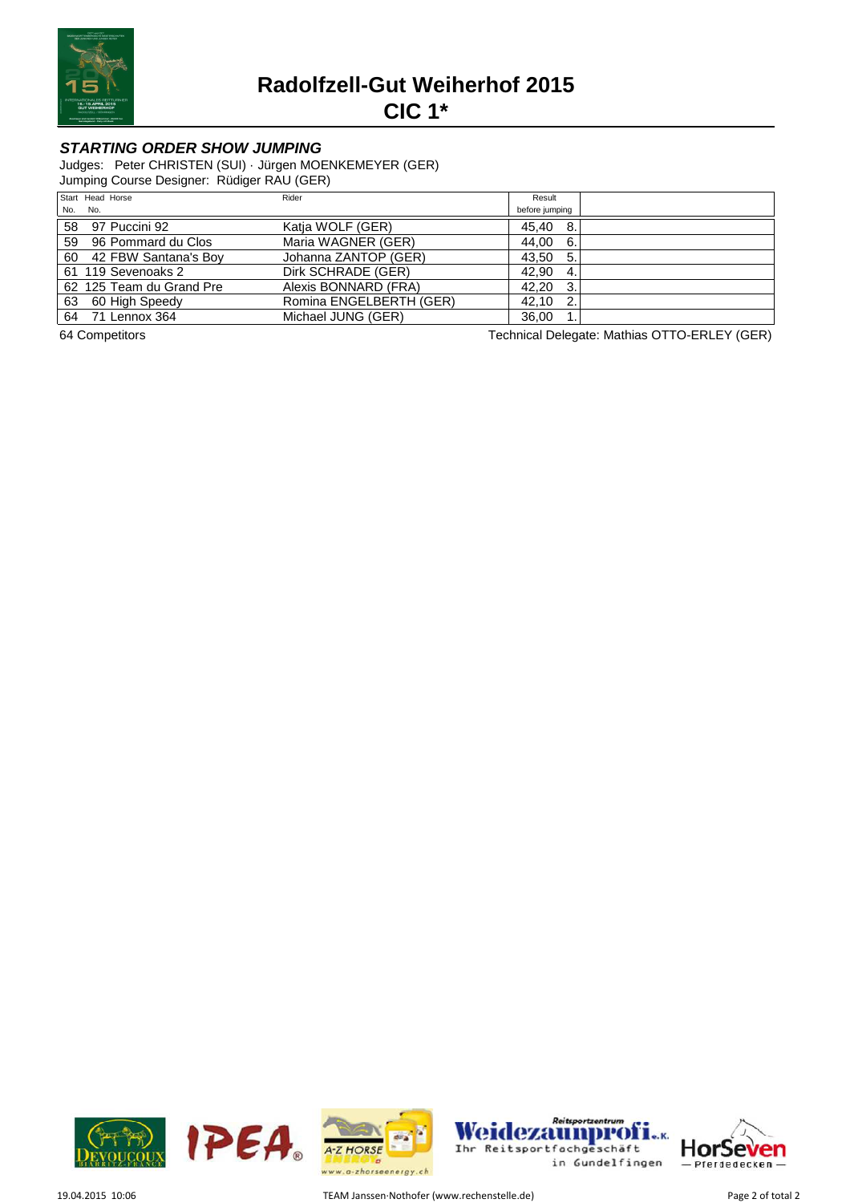# Radolfzell-Gut Weiherhof 2015

## CIC 1*

### *STARTING ORDER SHOW JUMPING*

Judges: Peter CHRISTEN (SUI) · Jürgen MOENKEMEYER (GER)
Jumping Course Designer: Rüdiger RAU (GER)

| Start No. | Head No. | Horse | Rider | Result before jumping | | |
|---|---|---|---|---|---|---|
| 58 | 97 | Puccini 92 | Katja WOLF (GER) | 45,40 | 8. | |
| 59 | 96 | Pommard du Clos | Maria WAGNER (GER) | 44,00 | 6. | |
| 60 | 42 | FBW Santana's Boy | Johanna ZANTOP (GER) | 43,50 | 5. | |
| 61 | 119 | Sevenoaks 2 | Dirk SCHRADE (GER) | 42,90 | 4. | |
| 62 | 125 | Team du Grand Pre | Alexis BONNARD (FRA) | 42,20 | 3. | |
| 63 | 60 | High Speedy | Romina ENGELBERTH (GER) | 42,10 | 2. | |
| 64 | 71 | Lennox 364 | Michael JUNG (GER) | 36,00 | 1. | |

64 Competitors

Technical Delegate: Mathias OTTO-ERLEY (GER)

19.04.2015 10:06

TEAM Janssen-Nothofer (www.rechenstelle.de)